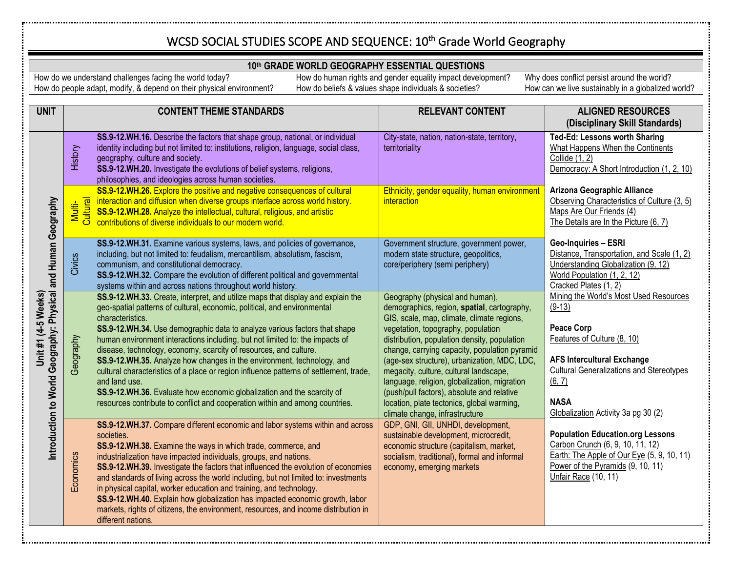# WCSD SOCIAL STUDIES SCOPE AND SEQUENCE: 10th Grade World Geography

| 10th GRADE WORLD GEOGRAPHY ESSENTIAL QUESTIONS | | |
|---|---|---|
| How do we understand challenges facing the world today? | How do human rights and gender equality impact development? | Why does conflict persist around the world? |
| How do people adapt, modify, & depend on their physical environment? | How do beliefs & values shape individuals & societies? | How can we live sustainably in a globalized world? |

| UNIT | CONTENT THEME STANDARDS | | RELEVANT CONTENT | ALIGNED RESOURCES (Disciplinary Skill Standards) |
|---|---|---|---|---|
| Unit #1 (4-5 Weeks) Introduction to World Geography: Physical and Human Geography | History | **SS.9-12.WH.16.** Describe the factors that shape group, national, or individual identity including but not limited to: institutions, religion, language, social class, geography, culture and society. **SS.9-12.WH.20.** Investigate the evolutions of belief systems, religions, philosophies, and ideologies across human societies. | City-state, nation, nation-state, territory, territoriality | **Ted-Ed: Lessons worth Sharing** What Happens When the Continents Collide (1, 2) Democracy: A Short Introduction (1, 2, 10) **Arizona Geographic Alliance** Observing Characteristics of Culture (3, 5) Maps Are Our Friends (4) The Details are In the Picture (6, 7) **Geo-Inquiries – ESRI** Distance, Transportation, and Scale (1, 2) Understanding Globalization (9, 12) World Population (1, 2, 12) Cracked Plates (1, 2) Mining the World's Most Used Resources (9-13) **Peace Corp** Features of Culture (8, 10) **AFS Intercultural Exchange** Cultural Generalizations and Stereotypes (6, 7) **NASA** Globalization Activity 3a pg 30 (2) **Population Education.org Lessons** Carbon Crunch (6, 9, 10, 11, 12) Earth: The Apple of Our Eye (5, 9, 10, 11) Power of the Pyramids (9, 10, 11) Unfair Race (10, 11) |
| | Multi-Cultural | **SS.9-12.WH.26.** Explore the positive and negative consequences of cultural interaction and diffusion when diverse groups interface across world history. **SS.9-12.WH.28.** Analyze the intellectual, cultural, religious, and artistic contributions of diverse individuals to our modern world. | Ethnicity, gender equality, human environment interaction | |
| | Civics | **SS.9-12.WH.31.** Examine various systems, laws, and policies of governance, including, but not limited to: feudalism, mercantilism, absolutism, fascism, communism, and constitutional democracy. **SS.9-12.WH.32.** Compare the evolution of different political and governmental systems within and across nations throughout world history. | Government structure, government power, modern state structure, geopolitics, core/periphery (semi periphery) | |
| | Geography | **SS.9-12.WH.33.** Create, interpret, and utilize maps that display and explain the geo-spatial patterns of cultural, economic, political, and environmental characteristics. **SS.9-12.WH.34.** Use demographic data to analyze various factors that shape human environment interactions including, but not limited to: the impacts of disease, technology, economy, scarcity of resources, and culture. **SS.9-12.WH.35.** Analyze how changes in the environment, technology, and cultural characteristics of a place or region influence patterns of settlement, trade, and land use. **SS.9-12.WH.36.** Evaluate how economic globalization and the scarcity of resources contribute to conflict and cooperation within and among countries. | Geography (physical and human), demographics, region, **spatial**, cartography, GIS, scale, map, climate, climate regions, vegetation, topography, population distribution, population density, population change, carrying capacity, population pyramid (age-sex structure), urbanization, MDC, LDC, megacity, culture, cultural landscape, language, religion, globalization, migration (push/pull factors), absolute and relative location, plate tectonics, global warming, climate change, infrastructure | |
| | Economics | **SS.9-12.WH.37.** Compare different economic and labor systems within and across societies. **SS.9-12.WH.38.** Examine the ways in which trade, commerce, and industrialization have impacted individuals, groups, and nations. **SS.9-12.WH.39.** Investigate the factors that influenced the evolution of economies and standards of living across the world including, but not limited to: investments in physical capital, worker education and training, and technology. **SS.9-12.WH.40.** Explain how globalization has impacted economic growth, labor markets, rights of citizens, the environment, resources, and income distribution in different nations. | GDP, GNI, GII, UNHDI, development, sustainable development, microcredit, economic structure (capitalism, market, socialism, traditional), formal and informal economy, emerging markets | |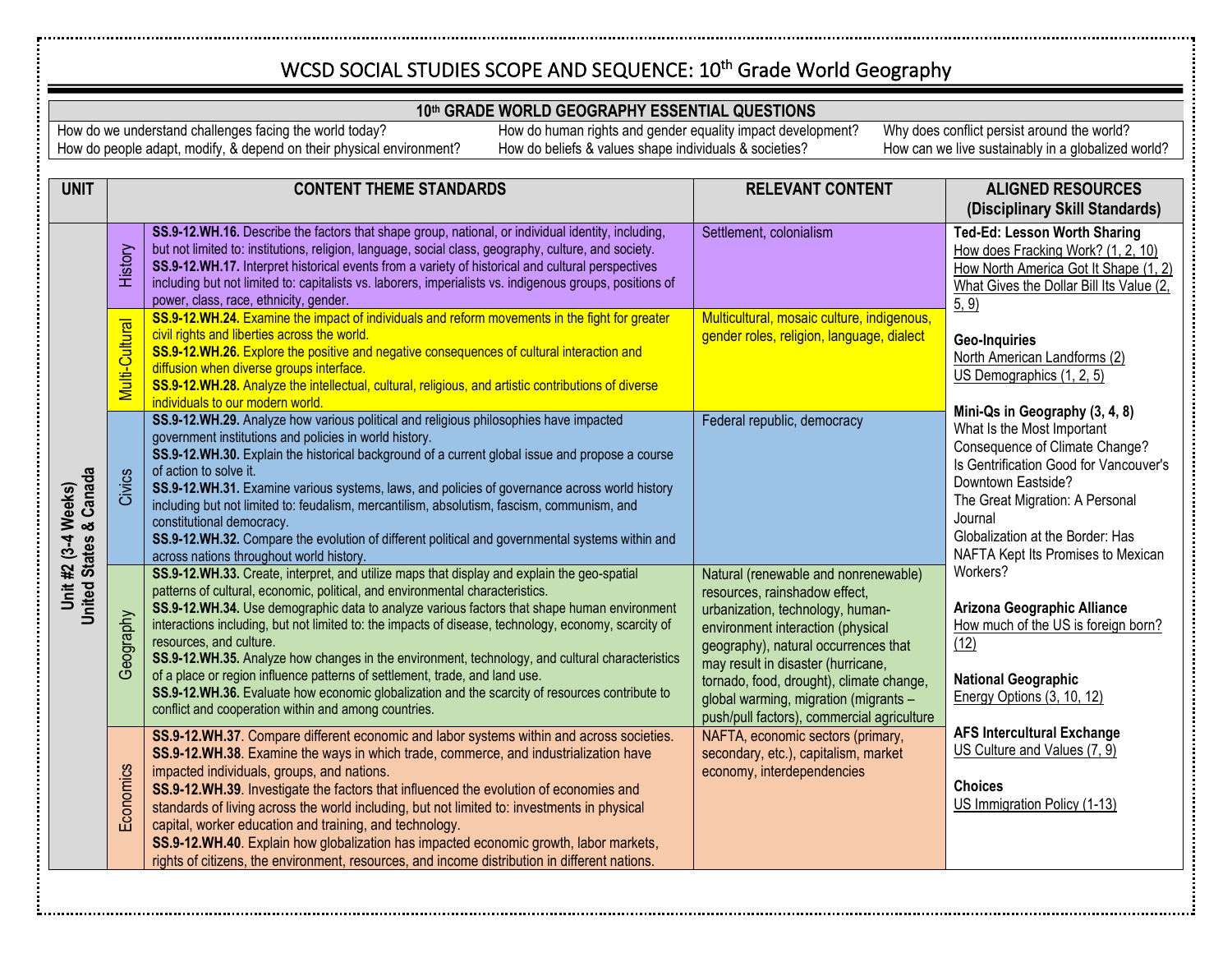# WCSD SOCIAL STUDIES SCOPE AND SEQUENCE: 10th Grade World Geography

| 10th GRADE WORLD GEOGRAPHY ESSENTIAL QUESTIONS | | |
|---|---|---|
| How do we understand challenges facing the world today? | How do human rights and gender equality impact development? | Why does conflict persist around the world? |
| How do people adapt, modify, & depend on their physical environment? | How do beliefs & values shape individuals & societies? | How can we live sustainably in a globalized world? |

| UNIT | | CONTENT THEME STANDARDS | RELEVANT CONTENT | ALIGNED RESOURCES (Disciplinary Skill Standards) |
|---|---|---|---|---|
| Unit #2 (3-4 Weeks) United States & Canada | History | **SS.9-12.WH.16.** Describe the factors that shape group, national, or individual identity, including, but not limited to: institutions, religion, language, social class, geography, culture, and society. **SS.9-12.WH.17.** Interpret historical events from a variety of historical and cultural perspectives including but not limited to: capitalists vs. laborers, imperialists vs. indigenous groups, positions of power, class, race, ethnicity, gender. | Settlement, colonialism | **Ted-Ed: Lesson Worth Sharing** How does Fracking Work? (1, 2, 10) How North America Got It Shape (1, 2) What Gives the Dollar Bill Its Value (2, 5, 9) **Geo-Inquiries** North American Landforms (2) US Demographics (1, 2, 5) **Mini-Qs in Geography (3, 4, 8)** What Is the Most Important Consequence of Climate Change? Is Gentrification Good for Vancouver's Downtown Eastside? The Great Migration: A Personal Journal Globalization at the Border: Has NAFTA Kept Its Promises to Mexican Workers? **Arizona Geographic Alliance** How much of the US is foreign born? (12) **National Geographic** Energy Options (3, 10, 12) **AFS Intercultural Exchange** US Culture and Values (7, 9) **Choices** US Immigration Policy (1-13) |
| | Multi-Cultural | **SS.9-12.WH.24.** Examine the impact of individuals and reform movements in the fight for greater civil rights and liberties across the world. **SS.9-12.WH.26.** Explore the positive and negative consequences of cultural interaction and diffusion when diverse groups interface. **SS.9-12.WH.28.** Analyze the intellectual, cultural, religious, and artistic contributions of diverse individuals to our modern world. | Multicultural, mosaic culture, indigenous, gender roles, religion, language, dialect | |
| | Civics | **SS.9-12.WH.29.** Analyze how various political and religious philosophies have impacted government institutions and policies in world history. **SS.9-12.WH.30.** Explain the historical background of a current global issue and propose a course of action to solve it. **SS.9-12.WH.31.** Examine various systems, laws, and policies of governance across world history including but not limited to: feudalism, mercantilism, absolutism, fascism, communism, and constitutional democracy. **SS.9-12.WH.32.** Compare the evolution of different political and governmental systems within and across nations throughout world history. | Federal republic, democracy | |
| | Geography | **SS.9-12.WH.33.** Create, interpret, and utilize maps that display and explain the geo-spatial patterns of cultural, economic, political, and environmental characteristics. **SS.9-12.WH.34.** Use demographic data to analyze various factors that shape human environment interactions including, but not limited to: the impacts of disease, technology, economy, scarcity of resources, and culture. **SS.9-12.WH.35.** Analyze how changes in the environment, technology, and cultural characteristics of a place or region influence patterns of settlement, trade, and land use. **SS.9-12.WH.36.** Evaluate how economic globalization and the scarcity of resources contribute to conflict and cooperation within and among countries. | Natural (renewable and nonrenewable) resources, rainshadow effect, urbanization, technology, human-environment interaction (physical geography), natural occurrences that may result in disaster (hurricane, tornado, food, drought), climate change, global warming, migration (migrants – push/pull factors), commercial agriculture | |
| | Economics | **SS.9-12.WH.37**. Compare different economic and labor systems within and across societies. **SS.9-12.WH.38**. Examine the ways in which trade, commerce, and industrialization have impacted individuals, groups, and nations. **SS.9-12.WH.39**. Investigate the factors that influenced the evolution of economies and standards of living across the world including, but not limited to: investments in physical capital, worker education and training, and technology. **SS.9-12.WH.40**. Explain how globalization has impacted economic growth, labor markets, rights of citizens, the environment, resources, and income distribution in different nations. | NAFTA, economic sectors (primary, secondary, etc.), capitalism, market economy, interdependencies | |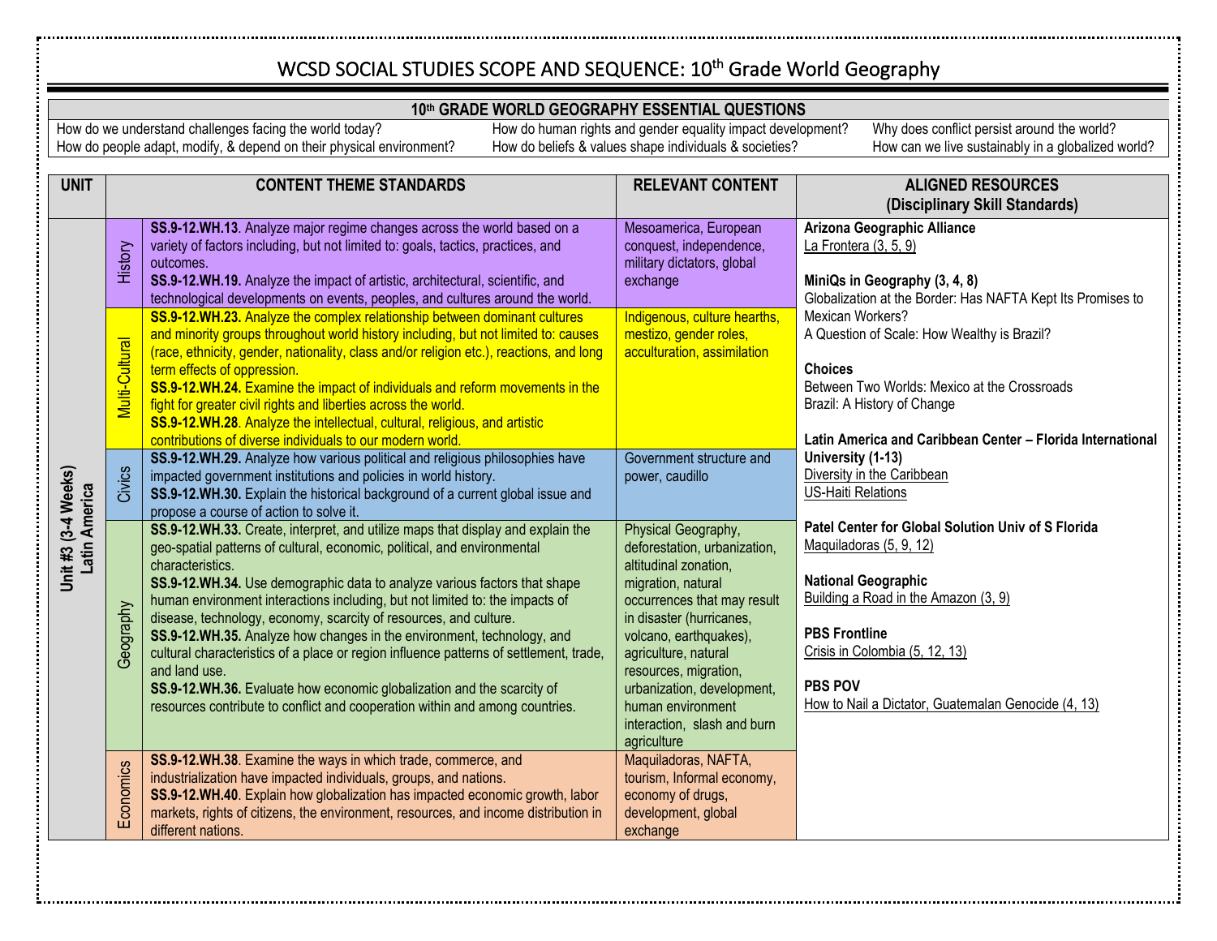# WCSD SOCIAL STUDIES SCOPE AND SEQUENCE: 10th Grade World Geography

| 10th GRADE WORLD GEOGRAPHY ESSENTIAL QUESTIONS | | |
|---|---|---|
| How do we understand challenges facing the world today? | How do human rights and gender equality impact development? | Why does conflict persist around the world? |
| How do people adapt, modify, & depend on their physical environment? | How do beliefs & values shape individuals & societies? | How can we live sustainably in a globalized world? |

| UNIT | | CONTENT THEME STANDARDS | RELEVANT CONTENT | ALIGNED RESOURCES (Disciplinary Skill Standards) |
|---|---|---|---|---|
| **Unit #3 (3-4 Weeks) Latin America** | History | **SS.9-12.WH.13**. Analyze major regime changes across the world based on a variety of factors including, but not limited to: goals, tactics, practices, and outcomes.<br>**SS.9-12.WH.19.** Analyze the impact of artistic, architectural, scientific, and technological developments on events, peoples, and cultures around the world. | Mesoamerica, European conquest, independence, military dictators, global exchange | **Arizona Geographic Alliance**<br>La Frontera (3, 5, 9)<br><br>**MiniQs in Geography (3, 4, 8)**<br>Globalization at the Border: Has NAFTA Kept Its Promises to Mexican Workers?<br>A Question of Scale: How Wealthy is Brazil?<br><br>**Choices**<br>Between Two Worlds: Mexico at the Crossroads<br>Brazil: A History of Change<br><br>**Latin America and Caribbean Center – Florida International University (1-13)**<br>Diversity in the Caribbean<br>US-Haiti Relations<br><br>**Patel Center for Global Solution Univ of S Florida**<br>Maquiladoras (5, 9, 12)<br><br>**National Geographic**<br>Building a Road in the Amazon (3, 9)<br><br>**PBS Frontline**<br>Crisis in Colombia (5, 12, 13)<br><br>**PBS POV**<br>How to Nail a Dictator, Guatemalan Genocide (4, 13) |
| | Multi-Cultural | **SS.9-12.WH.23.** Analyze the complex relationship between dominant cultures and minority groups throughout world history including, but not limited to: causes (race, ethnicity, gender, nationality, class and/or religion etc.), reactions, and long term effects of oppression.<br>**SS.9-12.WH.24.** Examine the impact of individuals and reform movements in the fight for greater civil rights and liberties across the world.<br>**SS.9-12.WH.28**. Analyze the intellectual, cultural, religious, and artistic contributions of diverse individuals to our modern world. | Indigenous, culture hearths, mestizo, gender roles, acculturation, assimilation | |
| | Civics | **SS.9-12.WH.29.** Analyze how various political and religious philosophies have impacted government institutions and policies in world history.<br>**SS.9-12.WH.30.** Explain the historical background of a current global issue and propose a course of action to solve it. | Government structure and power, caudillo | |
| | Geography | **SS.9-12.WH.33.** Create, interpret, and utilize maps that display and explain the geo-spatial patterns of cultural, economic, political, and environmental characteristics.<br>**SS.9-12.WH.34.** Use demographic data to analyze various factors that shape human environment interactions including, but not limited to: the impacts of disease, technology, economy, scarcity of resources, and culture.<br>**SS.9-12.WH.35.** Analyze how changes in the environment, technology, and cultural characteristics of a place or region influence patterns of settlement, trade, and land use.<br>**SS.9-12.WH.36.** Evaluate how economic globalization and the scarcity of resources contribute to conflict and cooperation within and among countries. | Physical Geography, deforestation, urbanization, altitudinal zonation, migration, natural occurrences that may result in disaster (hurricanes, volcano, earthquakes), agriculture, natural resources, migration, urbanization, development, human environment interaction, slash and burn agriculture | |
| | Economics | **SS.9-12.WH.38**. Examine the ways in which trade, commerce, and industrialization have impacted individuals, groups, and nations.<br>**SS.9-12.WH.40**. Explain how globalization has impacted economic growth, labor markets, rights of citizens, the environment, resources, and income distribution in different nations. | Maquiladoras, NAFTA, tourism, Informal economy, economy of drugs, development, global exchange | |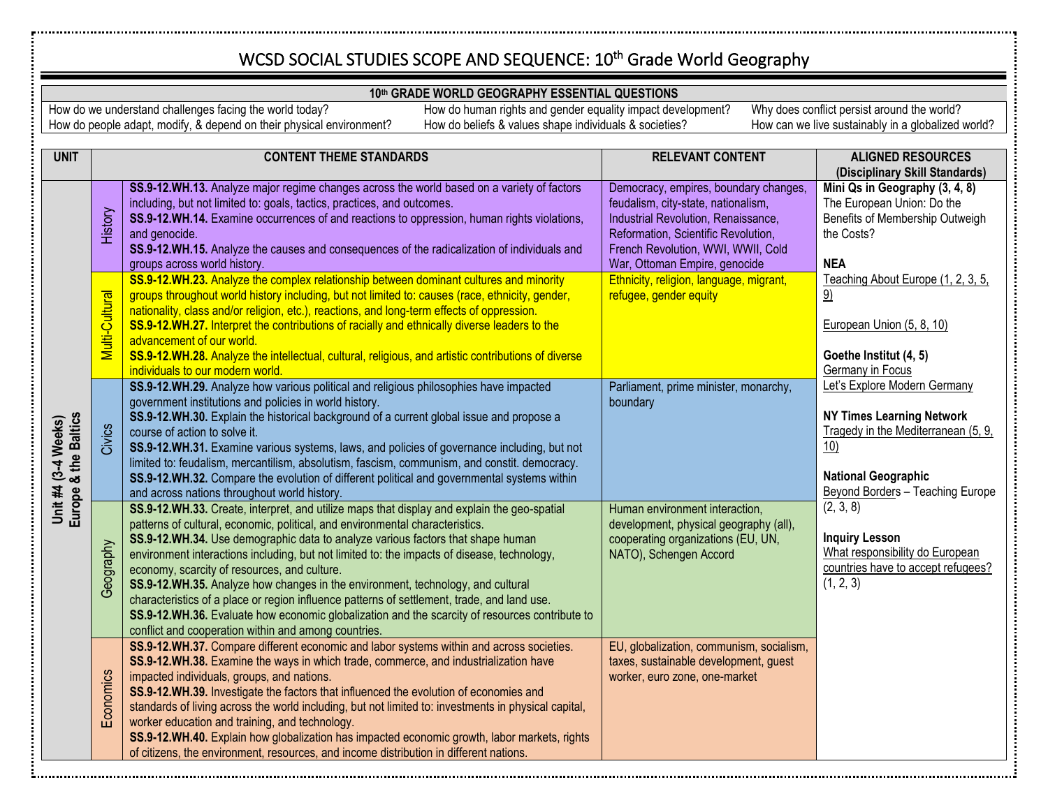# WCSD SOCIAL STUDIES SCOPE AND SEQUENCE: 10th Grade World Geography

| 10th GRADE WORLD GEOGRAPHY ESSENTIAL QUESTIONS | | |
|---|---|---|
| How do we understand challenges facing the world today? | How do human rights and gender equality impact development? | Why does conflict persist around the world? |
| How do people adapt, modify, & depend on their physical environment? | How do beliefs & values shape individuals & societies? | How can we live sustainably in a globalized world? |

| UNIT | | CONTENT THEME STANDARDS | RELEVANT CONTENT | ALIGNED RESOURCES (Disciplinary Skill Standards) |
|---|---|---|---|---|
| **Unit #4 (3-4 Weeks) Europe & the Baltics** | History | **SS.9-12.WH.13.** Analyze major regime changes across the world based on a variety of factors including, but not limited to: goals, tactics, practices, and outcomes. **SS.9-12.WH.14.** Examine occurrences of and reactions to oppression, human rights violations, and genocide. **SS.9-12.WH.15.** Analyze the causes and consequences of the radicalization of individuals and groups across world history. | Democracy, empires, boundary changes, feudalism, city-state, nationalism, Industrial Revolution, Renaissance, Reformation, Scientific Revolution, French Revolution, WWI, WWII, Cold War, Ottoman Empire, genocide | **Mini Qs in Geography (3, 4, 8)** The European Union: Do the Benefits of Membership Outweigh the Costs? **NEA** Teaching About Europe (1, 2, 3, 5, 9) European Union (5, 8, 10) **Goethe Institut (4, 5)** Germany in Focus Let's Explore Modern Germany **NY Times Learning Network** Tragedy in the Mediterranean (5, 9, 10) **National Geographic** Beyond Borders – Teaching Europe (2, 3, 8) **Inquiry Lesson** What responsibility do European countries have to accept refugees? (1, 2, 3) |
| | Multi-Cultural | **SS.9-12.WH.23.** Analyze the complex relationship between dominant cultures and minority groups throughout world history including, but not limited to: causes (race, ethnicity, gender, nationality, class and/or religion, etc.), reactions, and long-term effects of oppression. **SS.9-12.WH.27.** Interpret the contributions of racially and ethnically diverse leaders to the advancement of our world. **SS.9-12.WH.28.** Analyze the intellectual, cultural, religious, and artistic contributions of diverse individuals to our modern world. | Ethnicity, religion, language, migrant, refugee, gender equity | |
| | Civics | **SS.9-12.WH.29.** Analyze how various political and religious philosophies have impacted government institutions and policies in world history. **SS.9-12.WH.30.** Explain the historical background of a current global issue and propose a course of action to solve it. **SS.9-12.WH.31.** Examine various systems, laws, and policies of governance including, but not limited to: feudalism, mercantilism, absolutism, fascism, communism, and constit. democracy. **SS.9-12.WH.32.** Compare the evolution of different political and governmental systems within and across nations throughout world history. | Parliament, prime minister, monarchy, boundary | |
| | Geography | **SS.9-12.WH.33.** Create, interpret, and utilize maps that display and explain the geo-spatial patterns of cultural, economic, political, and environmental characteristics. **SS.9-12.WH.34.** Use demographic data to analyze various factors that shape human environment interactions including, but not limited to: the impacts of disease, technology, economy, scarcity of resources, and culture. **SS.9-12.WH.35.** Analyze how changes in the environment, technology, and cultural characteristics of a place or region influence patterns of settlement, trade, and land use. **SS.9-12.WH.36.** Evaluate how economic globalization and the scarcity of resources contribute to conflict and cooperation within and among countries. | Human environment interaction, development, physical geography (all), cooperating organizations (EU, UN, NATO), Schengen Accord | |
| | Economics | **SS.9-12.WH.37.** Compare different economic and labor systems within and across societies. **SS.9-12.WH.38.** Examine the ways in which trade, commerce, and industrialization have impacted individuals, groups, and nations. **SS.9-12.WH.39.** Investigate the factors that influenced the evolution of economies and standards of living across the world including, but not limited to: investments in physical capital, worker education and training, and technology. **SS.9-12.WH.40.** Explain how globalization has impacted economic growth, labor markets, rights of citizens, the environment, resources, and income distribution in different nations. | EU, globalization, communism, socialism, taxes, sustainable development, guest worker, euro zone, one-market | |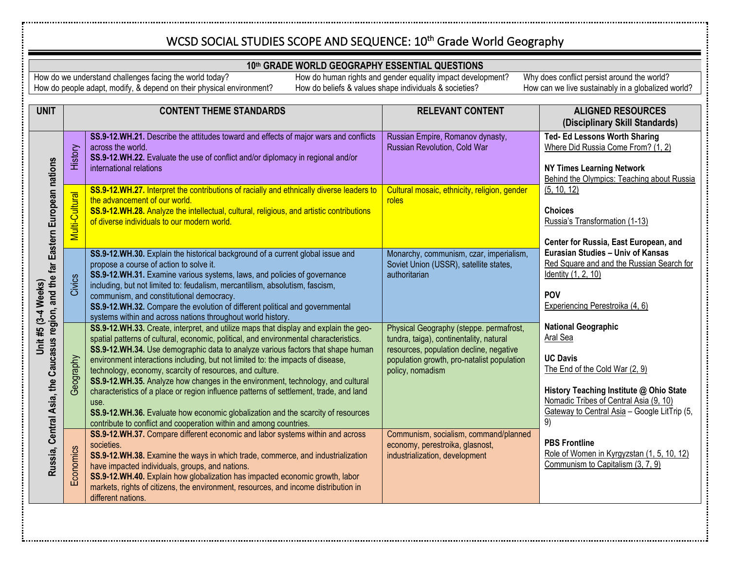# WCSD SOCIAL STUDIES SCOPE AND SEQUENCE: 10th Grade World Geography

| 10th GRADE WORLD GEOGRAPHY ESSENTIAL QUESTIONS | | |
|---|---|---|
| How do we understand challenges facing the world today? | How do human rights and gender equality impact development? | Why does conflict persist around the world? |
| How do people adapt, modify, & depend on their physical environment? | How do beliefs & values shape individuals & societies? | How can we live sustainably in a globalized world? |

| UNIT | | CONTENT THEME STANDARDS | RELEVANT CONTENT | ALIGNED RESOURCES (Disciplinary Skill Standards) |
|---|---|---|---|---|
| Unit #5 (3-4 Weeks) Russia, Central Asia, the Caucasus region, and the far Eastern European nations | History | **SS.9-12.WH.21.** Describe the attitudes toward and effects of major wars and conflicts across the world.<br>**SS.9-12.WH.22.** Evaluate the use of conflict and/or diplomacy in regional and/or international relations | Russian Empire, Romanov dynasty, Russian Revolution, Cold War | **Ted- Ed Lessons Worth Sharing**<br>Where Did Russia Come From? (1, 2)<br><br>**NY Times Learning Network**<br>Behind the Olympics: Teaching about Russia (5, 10, 12)<br><br>**Choices**<br>Russia's Transformation (1-13)<br><br>**Center for Russia, East European, and Eurasian Studies – Univ of Kansas**<br>Red Square and and the Russian Search for Identity (1, 2, 10)<br><br>**POV**<br>Experiencing Perestroika (4, 6)<br><br>**National Geographic**<br>Aral Sea<br><br>**UC Davis**<br>The End of the Cold War (2, 9)<br><br>**History Teaching Institute @ Ohio State**<br>Nomadic Tribes of Central Asia (9, 10)<br>Gateway to Central Asia – Google LitTrip (5, 9)<br><br>**PBS Frontline**<br>Role of Women in Kyrgyzstan (1, 5, 10, 12)<br>Communism to Capitalism (3, 7, 9) |
| | Multi-Cultural | **SS.9-12.WH.27.** Interpret the contributions of racially and ethnically diverse leaders to the advancement of our world.<br>**SS.9-12.WH.28.** Analyze the intellectual, cultural, religious, and artistic contributions of diverse individuals to our modern world. | Cultural mosaic, ethnicity, religion, gender roles | |
| | Civics | **SS.9-12.WH.30.** Explain the historical background of a current global issue and propose a course of action to solve it.<br>**SS.9-12.WH.31.** Examine various systems, laws, and policies of governance including, but not limited to: feudalism, mercantilism, absolutism, fascism, communism, and constitutional democracy.<br>**SS.9-12.WH.32.** Compare the evolution of different political and governmental systems within and across nations throughout world history. | Monarchy, communism, czar, imperialism, Soviet Union (USSR), satellite states, authoritarian | |
| | Geography | **SS.9-12.WH.33.** Create, interpret, and utilize maps that display and explain the geo-spatial patterns of cultural, economic, political, and environmental characteristics.<br>**SS.9-12.WH.34.** Use demographic data to analyze various factors that shape human environment interactions including, but not limited to: the impacts of disease, technology, economy, scarcity of resources, and culture.<br>**SS.9-12.WH.35.** Analyze how changes in the environment, technology, and cultural characteristics of a place or region influence patterns of settlement, trade, and land use.<br>**SS.9-12.WH.36.** Evaluate how economic globalization and the scarcity of resources contribute to conflict and cooperation within and among countries. | Physical Geography (steppe. permafrost, tundra, taiga), continentality, natural resources, population decline, negative population growth, pro-natalist population policy, nomadism | |
| | Economics | **SS.9-12.WH.37.** Compare different economic and labor systems within and across societies.<br>**SS.9-12.WH.38.** Examine the ways in which trade, commerce, and industrialization have impacted individuals, groups, and nations.<br>**SS.9-12.WH.40.** Explain how globalization has impacted economic growth, labor markets, rights of citizens, the environment, resources, and income distribution in different nations. | Communism, socialism, command/planned economy, perestroika, glasnost, industrialization, development | |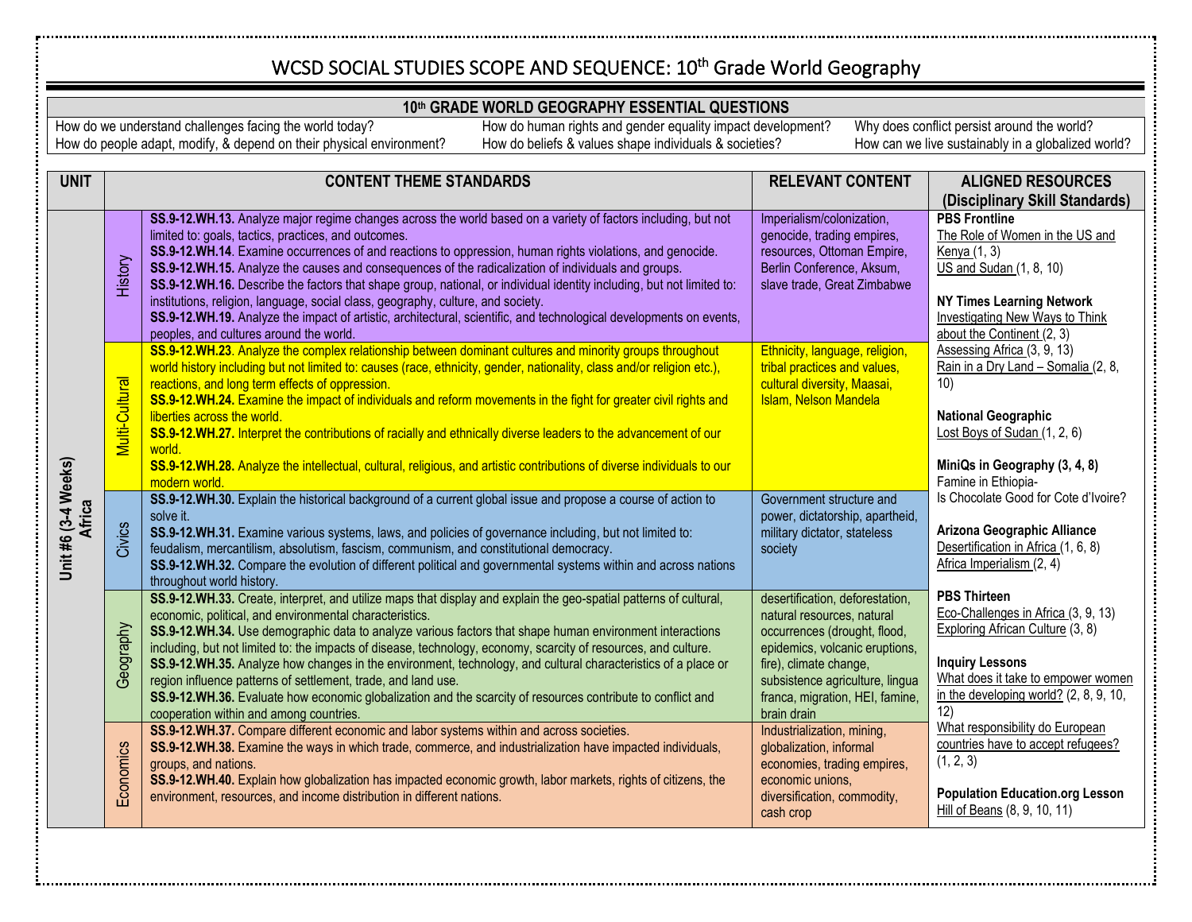# WCSD SOCIAL STUDIES SCOPE AND SEQUENCE: 10th Grade World Geography

| 10th GRADE WORLD GEOGRAPHY ESSENTIAL QUESTIONS | | |
|---|---|---|
| How do we understand challenges facing the world today? | How do human rights and gender equality impact development? | Why does conflict persist around the world? |
| How do people adapt, modify, & depend on their physical environment? | How do beliefs & values shape individuals & societies? | How can we live sustainably in a globalized world? |

| UNIT | | CONTENT THEME STANDARDS | RELEVANT CONTENT | ALIGNED RESOURCES (Disciplinary Skill Standards) |
|---|---|---|---|---|
| **Unit #6 (3-4 Weeks) Africa** | History | **SS.9-12.WH.13.** Analyze major regime changes across the world based on a variety of factors including, but not limited to: goals, tactics, practices, and outcomes.<br>**SS.9-12.WH.14**. Examine occurrences of and reactions to oppression, human rights violations, and genocide.<br>**SS.9-12.WH.15.** Analyze the causes and consequences of the radicalization of individuals and groups.<br>**SS.9-12.WH.16.** Describe the factors that shape group, national, or individual identity including, but not limited to: institutions, religion, language, social class, geography, culture, and society.<br>**SS.9-12.WH.19.** Analyze the impact of artistic, architectural, scientific, and technological developments on events, peoples, and cultures around the world. | Imperialism/colonization, genocide, trading empires, resources, Ottoman Empire, Berlin Conference, Aksum, slave trade, Great Zimbabwe | **PBS Frontline**<br>The Role of Women in the US and Kenya (1, 3)<br>US and Sudan (1, 8, 10)<br><br>**NY Times Learning Network**<br>Investigating New Ways to Think about the Continent (2, 3)<br>Assessing Africa (3, 9, 13)<br>Rain in a Dry Land – Somalia (2, 8, 10)<br><br>**National Geographic**<br>Lost Boys of Sudan (1, 2, 6)<br><br>**MiniQs in Geography (3, 4, 8)**<br>Famine in Ethiopia-<br>Is Chocolate Good for Cote d'Ivoire?<br><br>**Arizona Geographic Alliance**<br>Desertification in Africa (1, 6, 8)<br>Africa Imperialism (2, 4)<br><br>**PBS Thirteen**<br>Eco-Challenges in Africa (3, 9, 13)<br>Exploring African Culture (3, 8)<br><br>**Inquiry Lessons**<br>What does it take to empower women in the developing world? (2, 8, 9, 10, 12)<br>What responsibility do European countries have to accept refugees? (1, 2, 3)<br><br>**Population Education.org Lesson**<br>Hill of Beans (8, 9, 10, 11) |
| | Multi-Cultural | **SS.9-12.WH.23**. Analyze the complex relationship between dominant cultures and minority groups throughout world history including but not limited to: causes (race, ethnicity, gender, nationality, class and/or religion etc.), reactions, and long term effects of oppression.<br>**SS.9-12.WH.24.** Examine the impact of individuals and reform movements in the fight for greater civil rights and liberties across the world.<br>**SS.9-12.WH.27.** Interpret the contributions of racially and ethnically diverse leaders to the advancement of our world.<br>**SS.9-12.WH.28.** Analyze the intellectual, cultural, religious, and artistic contributions of diverse individuals to our modern world. | Ethnicity, language, religion, tribal practices and values, cultural diversity, Maasai, Islam, Nelson Mandela | |
| | Civics | **SS.9-12.WH.30.** Explain the historical background of a current global issue and propose a course of action to solve it.<br>**SS.9-12.WH.31.** Examine various systems, laws, and policies of governance including, but not limited to: feudalism, mercantilism, absolutism, fascism, communism, and constitutional democracy.<br>**SS.9-12.WH.32.** Compare the evolution of different political and governmental systems within and across nations throughout world history. | Government structure and power, dictatorship, apartheid, military dictator, stateless society | |
| | Geography | **SS.9-12.WH.33.** Create, interpret, and utilize maps that display and explain the geo-spatial patterns of cultural, economic, political, and environmental characteristics.<br>**SS.9-12.WH.34.** Use demographic data to analyze various factors that shape human environment interactions including, but not limited to: the impacts of disease, technology, economy, scarcity of resources, and culture.<br>**SS.9-12.WH.35.** Analyze how changes in the environment, technology, and cultural characteristics of a place or region influence patterns of settlement, trade, and land use.<br>**SS.9-12.WH.36.** Evaluate how economic globalization and the scarcity of resources contribute to conflict and cooperation within and among countries. | desertification, deforestation, natural resources, natural occurrences (drought, flood, epidemics, volcanic eruptions, fire), climate change, subsistence agriculture, lingua franca, migration, HEI, famine, brain drain | |
| | Economics | **SS.9-12.WH.37.** Compare different economic and labor systems within and across societies.<br>**SS.9-12.WH.38.** Examine the ways in which trade, commerce, and industrialization have impacted individuals, groups, and nations.<br>**SS.9-12.WH.40.** Explain how globalization has impacted economic growth, labor markets, rights of citizens, the environment, resources, and income distribution in different nations. | Industrialization, mining, globalization, informal economies, trading empires, economic unions, diversification, commodity, cash crop | |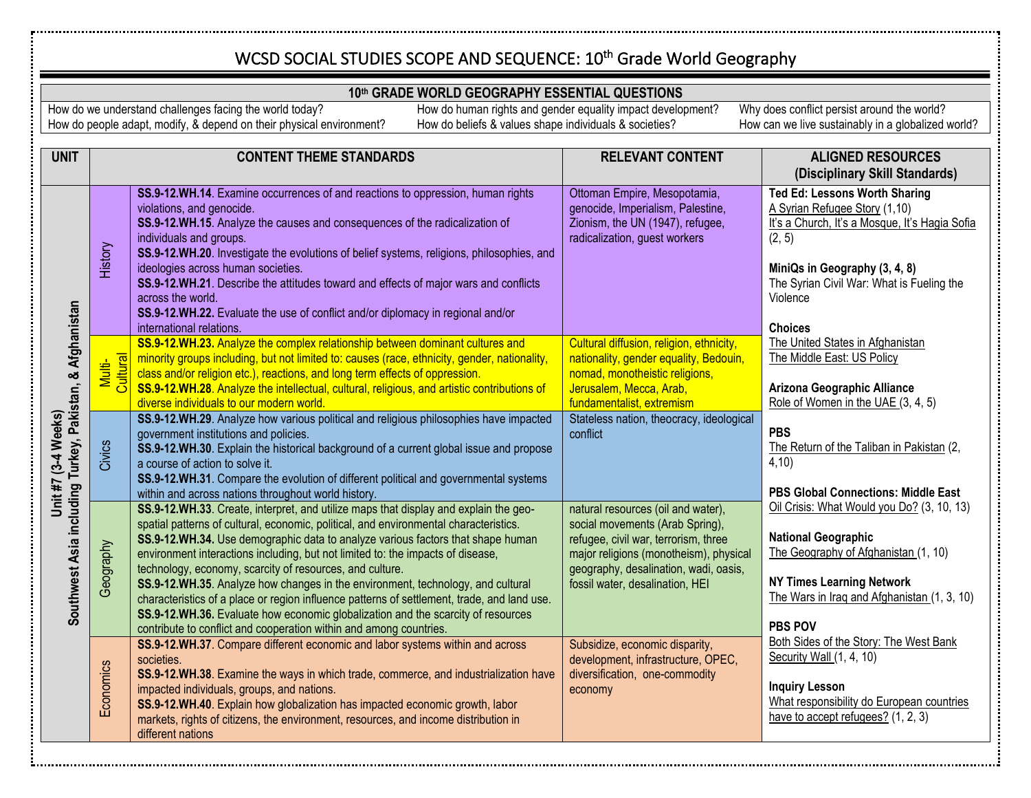# WCSD SOCIAL STUDIES SCOPE AND SEQUENCE: 10th Grade World Geography

| 10th GRADE WORLD GEOGRAPHY ESSENTIAL QUESTIONS | | |
|---|---|---|
| How do we understand challenges facing the world today? | How do human rights and gender equality impact development? | Why does conflict persist around the world? |
| How do people adapt, modify, & depend on their physical environment? | How do beliefs & values shape individuals & societies? | How can we live sustainably in a globalized world? |

| UNIT | | CONTENT THEME STANDARDS | RELEVANT CONTENT | ALIGNED RESOURCES (Disciplinary Skill Standards) |
|---|---|---|---|---|
| Unit #7 (3-4 Weeks) Southwest Asia including Turkey, Pakistan, & Afghanistan | History | **SS.9-12.WH.14**. Examine occurrences of and reactions to oppression, human rights violations, and genocide. **SS.9-12.WH.15**. Analyze the causes and consequences of the radicalization of individuals and groups. **SS.9-12.WH.20**. Investigate the evolutions of belief systems, religions, philosophies, and ideologies across human societies. **SS.9-12.WH.21**. Describe the attitudes toward and effects of major wars and conflicts across the world. **SS.9-12.WH.22.** Evaluate the use of conflict and/or diplomacy in regional and/or international relations. | Ottoman Empire, Mesopotamia, genocide, Imperialism, Palestine, Zionism, the UN (1947), refugee, radicalization, guest workers | **Ted Ed: Lessons Worth Sharing** A Syrian Refugee Story (1,10) It's a Church, It's a Mosque, It's Hagia Sofia (2, 5) **MiniQs in Geography (3, 4, 8)** The Syrian Civil War: What is Fueling the Violence **Choices** The United States in Afghanistan The Middle East: US Policy **Arizona Geographic Alliance** Role of Women in the UAE (3, 4, 5) **PBS** The Return of the Taliban in Pakistan (2, 4,10) **PBS Global Connections: Middle East** Oil Crisis: What Would you Do? (3, 10, 13) **National Geographic** The Geography of Afghanistan (1, 10) **NY Times Learning Network** The Wars in Iraq and Afghanistan (1, 3, 10) **PBS POV** Both Sides of the Story: The West Bank Security Wall (1, 4, 10) **Inquiry Lesson** What responsibility do European countries have to accept refugees? (1, 2, 3) |
| | Multi-Cultural | **SS.9-12.WH.23.** Analyze the complex relationship between dominant cultures and minority groups including, but not limited to: causes (race, ethnicity, gender, nationality, class and/or religion etc.), reactions, and long term effects of oppression. **SS.9-12.WH.28**. Analyze the intellectual, cultural, religious, and artistic contributions of diverse individuals to our modern world. | Cultural diffusion, religion, ethnicity, nationality, gender equality, Bedouin, nomad, monotheistic religions, Jerusalem, Mecca, Arab, fundamentalist, extremism | |
| | Civics | **SS.9-12.WH.29**. Analyze how various political and religious philosophies have impacted government institutions and policies. **SS.9-12.WH.30**. Explain the historical background of a current global issue and propose a course of action to solve it. **SS.9-12.WH.31**. Compare the evolution of different political and governmental systems within and across nations throughout world history. | Stateless nation, theocracy, ideological conflict | |
| | Geography | **SS.9-12.WH.33**. Create, interpret, and utilize maps that display and explain the geo-spatial patterns of cultural, economic, political, and environmental characteristics. **SS.9-12.WH.34.** Use demographic data to analyze various factors that shape human environment interactions including, but not limited to: the impacts of disease, technology, economy, scarcity of resources, and culture. **SS.9-12.WH.35**. Analyze how changes in the environment, technology, and cultural characteristics of a place or region influence patterns of settlement, trade, and land use. **SS.9-12.WH.36.** Evaluate how economic globalization and the scarcity of resources contribute to conflict and cooperation within and among countries. | natural resources (oil and water), social movements (Arab Spring), refugee, civil war, terrorism, three major religions (monotheism), physical geography, desalination, wadi, oasis, fossil water, desalination, HEI | |
| | Economics | **SS.9-12.WH.37**. Compare different economic and labor systems within and across societies. **SS.9-12.WH.38**. Examine the ways in which trade, commerce, and industrialization have impacted individuals, groups, and nations. **SS.9-12.WH.40**. Explain how globalization has impacted economic growth, labor markets, rights of citizens, the environment, resources, and income distribution in different nations | Subsidize, economic disparity, development, infrastructure, OPEC, diversification, one-commodity economy | |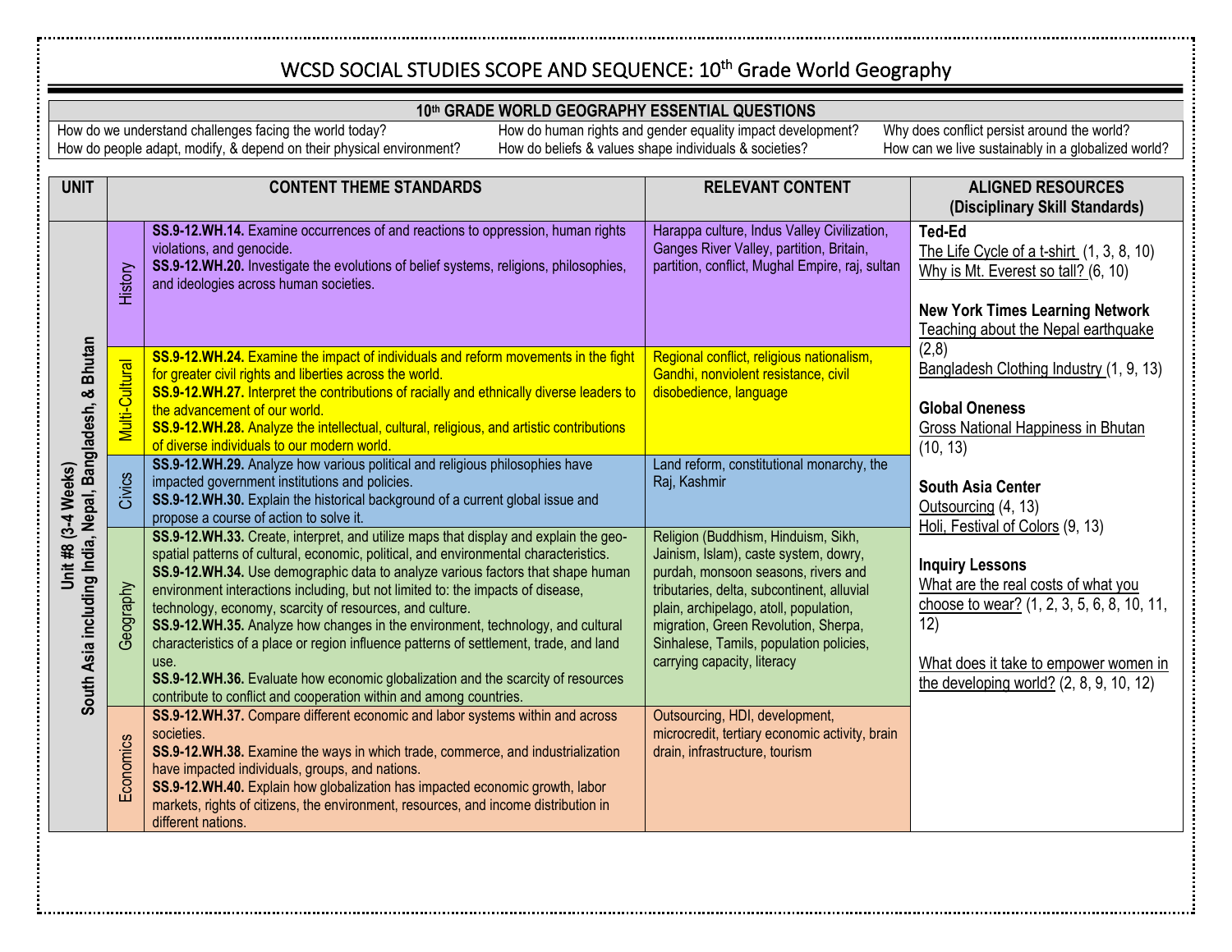# WCSD SOCIAL STUDIES SCOPE AND SEQUENCE: 10th Grade World Geography

| 10th GRADE WORLD GEOGRAPHY ESSENTIAL QUESTIONS | | |
|---|---|---|
| How do we understand challenges facing the world today? | How do human rights and gender equality impact development? | Why does conflict persist around the world? |
| How do people adapt, modify, & depend on their physical environment? | How do beliefs & values shape individuals & societies? | How can we live sustainably in a globalized world? |

| UNIT | | CONTENT THEME STANDARDS | RELEVANT CONTENT | ALIGNED RESOURCES (Disciplinary Skill Standards) |
|---|---|---|---|---|
| Unit #8 (3-4 Weeks) South Asia including India, Nepal, Bangladesh, & Bhutan | History | **SS.9-12.WH.14.** Examine occurrences of and reactions to oppression, human rights violations, and genocide. **SS.9-12.WH.20.** Investigate the evolutions of belief systems, religions, philosophies, and ideologies across human societies. | Harappa culture, Indus Valley Civilization, Ganges River Valley, partition, Britain, partition, conflict, Mughal Empire, raj, sultan | **Ted-Ed** The Life Cycle of a t-shirt (1, 3, 8, 10) Why is Mt. Everest so tall? (6, 10) **New York Times Learning Network** Teaching about the Nepal earthquake (2,8) Bangladesh Clothing Industry (1, 9, 13) **Global Oneness** Gross National Happiness in Bhutan (10, 13) **South Asia Center** Outsourcing (4, 13) Holi, Festival of Colors (9, 13) **Inquiry Lessons** What are the real costs of what you choose to wear? (1, 2, 3, 5, 6, 8, 10, 11, 12) What does it take to empower women in the developing world? (2, 8, 9, 10, 12) |
| | Multi-Cultural | **SS.9-12.WH.24.** Examine the impact of individuals and reform movements in the fight for greater civil rights and liberties across the world. **SS.9-12.WH.27.** Interpret the contributions of racially and ethnically diverse leaders to the advancement of our world. **SS.9-12.WH.28.** Analyze the intellectual, cultural, religious, and artistic contributions of diverse individuals to our modern world. | Regional conflict, religious nationalism, Gandhi, nonviolent resistance, civil disobedience, language | |
| | Civics | **SS.9-12.WH.29.** Analyze how various political and religious philosophies have impacted government institutions and policies. **SS.9-12.WH.30.** Explain the historical background of a current global issue and propose a course of action to solve it. | Land reform, constitutional monarchy, the Raj, Kashmir | |
| | Geography | **SS.9-12.WH.33.** Create, interpret, and utilize maps that display and explain the geo-spatial patterns of cultural, economic, political, and environmental characteristics. **SS.9-12.WH.34.** Use demographic data to analyze various factors that shape human environment interactions including, but not limited to: the impacts of disease, technology, economy, scarcity of resources, and culture. **SS.9-12.WH.35.** Analyze how changes in the environment, technology, and cultural characteristics of a place or region influence patterns of settlement, trade, and land use. **SS.9-12.WH.36.** Evaluate how economic globalization and the scarcity of resources contribute to conflict and cooperation within and among countries. | Religion (Buddhism, Hinduism, Sikh, Jainism, Islam), caste system, dowry, purdah, monsoon seasons, rivers and tributaries, delta, subcontinent, alluvial plain, archipelago, atoll, population, migration, Green Revolution, Sherpa, Sinhalese, Tamils, population policies, carrying capacity, literacy | |
| | Economics | **SS.9-12.WH.37.** Compare different economic and labor systems within and across societies. **SS.9-12.WH.38.** Examine the ways in which trade, commerce, and industrialization have impacted individuals, groups, and nations. **SS.9-12.WH.40.** Explain how globalization has impacted economic growth, labor markets, rights of citizens, the environment, resources, and income distribution in different nations. | Outsourcing, HDI, development, microcredit, tertiary economic activity, brain drain, infrastructure, tourism | |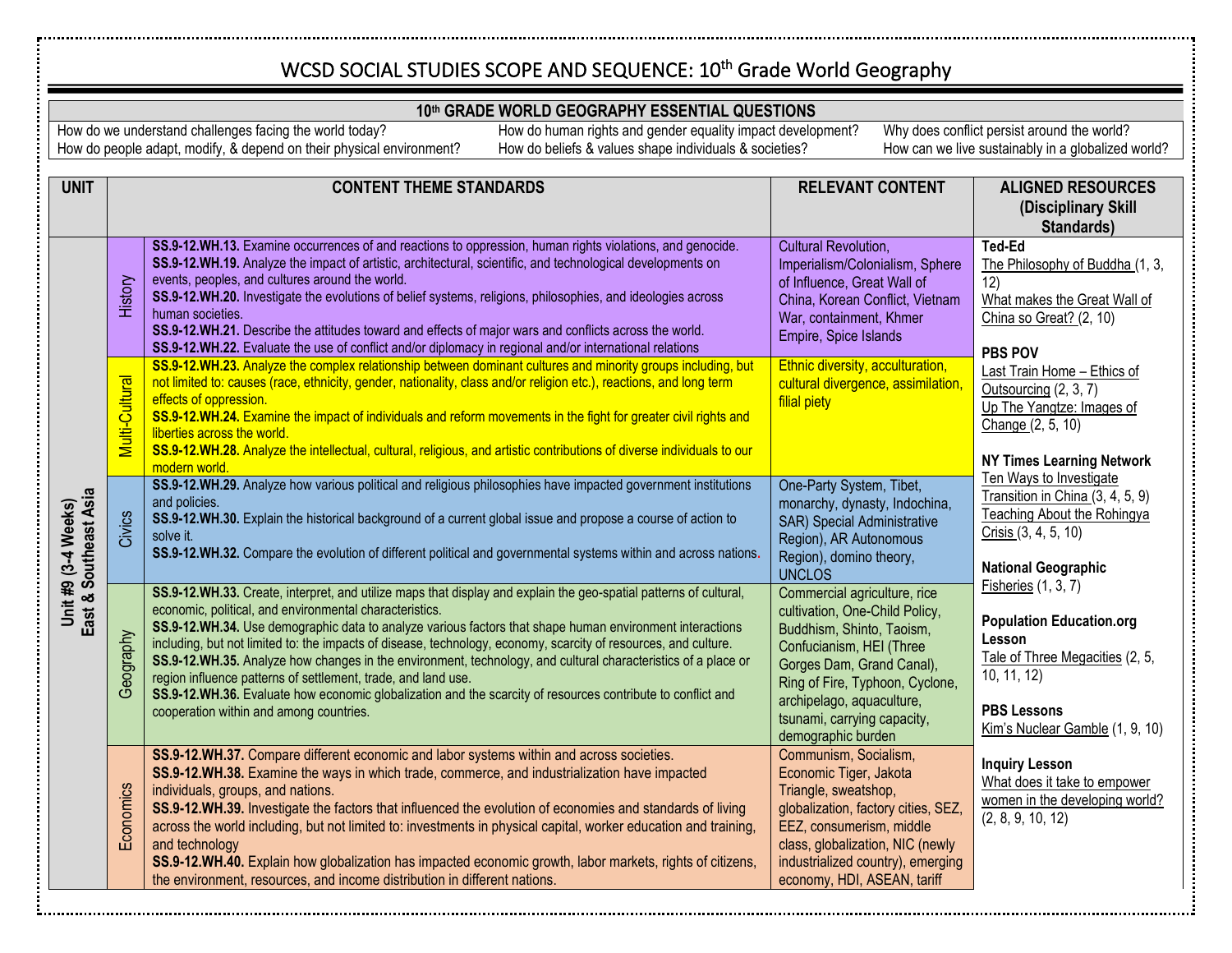# WCSD SOCIAL STUDIES SCOPE AND SEQUENCE: 10th Grade World Geography

| 10th GRADE WORLD GEOGRAPHY ESSENTIAL QUESTIONS | | |
|---|---|---|
| How do we understand challenges facing the world today? | How do human rights and gender equality impact development? | Why does conflict persist around the world? |
| How do people adapt, modify, & depend on their physical environment? | How do beliefs & values shape individuals & societies? | How can we live sustainably in a globalized world? |

| UNIT | | CONTENT THEME STANDARDS | RELEVANT CONTENT | ALIGNED RESOURCES (Disciplinary Skill Standards) |
|---|---|---|---|---|
| Unit #9 (3-4 Weeks) East & Southeast Asia | History | **SS.9-12.WH.13.** Examine occurrences of and reactions to oppression, human rights violations, and genocide. **SS.9-12.WH.19.** Analyze the impact of artistic, architectural, scientific, and technological developments on events, peoples, and cultures around the world. **SS.9-12.WH.20.** Investigate the evolutions of belief systems, religions, philosophies, and ideologies across human societies. **SS.9-12.WH.21.** Describe the attitudes toward and effects of major wars and conflicts across the world. **SS.9-12.WH.22.** Evaluate the use of conflict and/or diplomacy in regional and/or international relations | Cultural Revolution, Imperialism/Colonialism, Sphere of Influence, Great Wall of China, Korean Conflict, Vietnam War, containment, Khmer Empire, Spice Islands | **Ted-Ed** The Philosophy of Buddha (1, 3, 12) What makes the Great Wall of China so Great? (2, 10) **PBS POV** Last Train Home – Ethics of Outsourcing (2, 3, 7) Up The Yangtze: Images of Change (2, 5, 10) **NY Times Learning Network** Ten Ways to Investigate Transition in China (3, 4, 5, 9) Teaching About the Rohingya Crisis (3, 4, 5, 10) **National Geographic** Fisheries (1, 3, 7) **Population Education.org Lesson** Tale of Three Megacities (2, 5, 10, 11, 12) **PBS Lessons** Kim's Nuclear Gamble (1, 9, 10) **Inquiry Lesson** What does it take to empower women in the developing world? (2, 8, 9, 10, 12) |
| | Multi-Cultural | **SS.9-12.WH.23.** Analyze the complex relationship between dominant cultures and minority groups including, but not limited to: causes (race, ethnicity, gender, nationality, class and/or religion etc.), reactions, and long term effects of oppression. **SS.9-12.WH.24.** Examine the impact of individuals and reform movements in the fight for greater civil rights and liberties across the world. **SS.9-12.WH.28.** Analyze the intellectual, cultural, religious, and artistic contributions of diverse individuals to our modern world. | Ethnic diversity, acculturation, cultural divergence, assimilation, filial piety | |
| | Civics | **SS.9-12.WH.29.** Analyze how various political and religious philosophies have impacted government institutions and policies. **SS.9-12.WH.30.** Explain the historical background of a current global issue and propose a course of action to solve it. **SS.9-12.WH.32.** Compare the evolution of different political and governmental systems within and across nations. | One-Party System, Tibet, monarchy, dynasty, Indochina, SAR) Special Administrative Region), AR Autonomous Region), domino theory, UNCLOS | |
| | Geography | **SS.9-12.WH.33.** Create, interpret, and utilize maps that display and explain the geo-spatial patterns of cultural, economic, political, and environmental characteristics. **SS.9-12.WH.34.** Use demographic data to analyze various factors that shape human environment interactions including, but not limited to: the impacts of disease, technology, economy, scarcity of resources, and culture. **SS.9-12.WH.35.** Analyze how changes in the environment, technology, and cultural characteristics of a place or region influence patterns of settlement, trade, and land use. **SS.9-12.WH.36.** Evaluate how economic globalization and the scarcity of resources contribute to conflict and cooperation within and among countries. | Commercial agriculture, rice cultivation, One-Child Policy, Buddhism, Shinto, Taoism, Confucianism, HEI (Three Gorges Dam, Grand Canal), Ring of Fire, Typhoon, Cyclone, archipelago, aquaculture, tsunami, carrying capacity, demographic burden | |
| | Economics | **SS.9-12.WH.37.** Compare different economic and labor systems within and across societies. **SS.9-12.WH.38.** Examine the ways in which trade, commerce, and industrialization have impacted individuals, groups, and nations. **SS.9-12.WH.39.** Investigate the factors that influenced the evolution of economies and standards of living across the world including, but not limited to: investments in physical capital, worker education and training, and technology **SS.9-12.WH.40.** Explain how globalization has impacted economic growth, labor markets, rights of citizens, the environment, resources, and income distribution in different nations. | Communism, Socialism, Economic Tiger, Jakota Triangle, sweatshop, globalization, factory cities, SEZ, EEZ, consumerism, middle class, globalization, NIC (newly industrialized country), emerging economy, HDI, ASEAN, tariff | |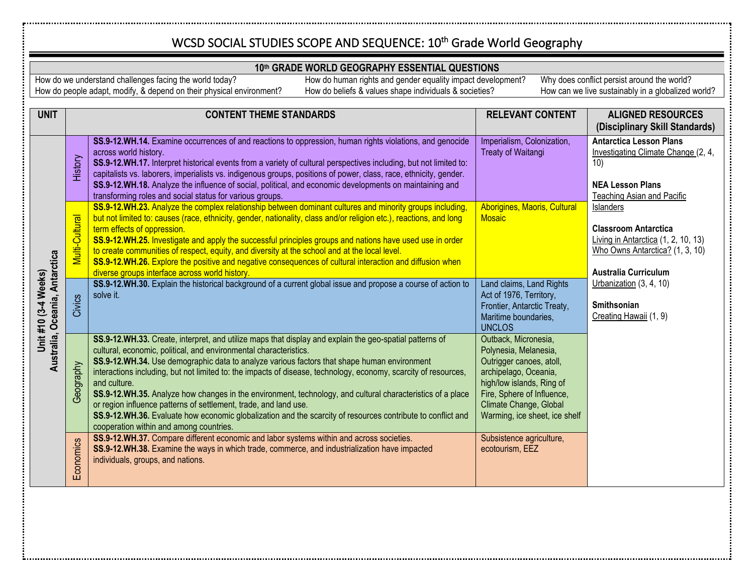# WCSD SOCIAL STUDIES SCOPE AND SEQUENCE: 10th Grade World Geography

| 10th GRADE WORLD GEOGRAPHY ESSENTIAL QUESTIONS | | |
|---|---|---|
| How do we understand challenges facing the world today? | How do human rights and gender equality impact development? | Why does conflict persist around the world? |
| How do people adapt, modify, & depend on their physical environment? | How do beliefs & values shape individuals & societies? | How can we live sustainably in a globalized world? |

| UNIT | | CONTENT THEME STANDARDS | RELEVANT CONTENT | ALIGNED RESOURCES (Disciplinary Skill Standards) |
|---|---|---|---|---|
| Unit #10 (3-4 Weeks) Australia, Oceania, Antarctica | History | **SS.9-12.WH.14.** Examine occurrences of and reactions to oppression, human rights violations, and genocide across world history. **SS.9-12.WH.17.** Interpret historical events from a variety of cultural perspectives including, but not limited to: capitalists vs. laborers, imperialists vs. indigenous groups, positions of power, class, race, ethnicity, gender. **SS.9-12.WH.18.** Analyze the influence of social, political, and economic developments on maintaining and transforming roles and social status for various groups. | Imperialism, Colonization, Treaty of Waitangi | **Antarctica Lesson Plans** Investigating Climate Change (2, 4, 10) **NEA Lesson Plans** Teaching Asian and Pacific Islanders **Classroom Antarctica** Living in Antarctica (1, 2, 10, 13) Who Owns Antarctica? (1, 3, 10) **Australia Curriculum** Urbanization (3, 4, 10) **Smithsonian** Creating Hawaii (1, 9) |
| | Multi-Cultural | **SS.9-12.WH.23.** Analyze the complex relationship between dominant cultures and minority groups including, but not limited to: causes (race, ethnicity, gender, nationality, class and/or religion etc.), reactions, and long term effects of oppression. **SS.9-12.WH.25.** Investigate and apply the successful principles groups and nations have used use in order to create communities of respect, equity, and diversity at the school and at the local level. **SS.9-12.WH.26.** Explore the positive and negative consequences of cultural interaction and diffusion when diverse groups interface across world history. | Aborigines, Maoris, Cultural Mosaic | |
| | Civics | **SS.9-12.WH.30.** Explain the historical background of a current global issue and propose a course of action to solve it. | Land claims, Land Rights Act of 1976, Territory, Frontier, Antarctic Treaty, Maritime boundaries, UNCLOS | |
| | Geography | **SS.9-12.WH.33.** Create, interpret, and utilize maps that display and explain the geo-spatial patterns of cultural, economic, political, and environmental characteristics. **SS.9-12.WH.34.** Use demographic data to analyze various factors that shape human environment interactions including, but not limited to: the impacts of disease, technology, economy, scarcity of resources, and culture. **SS.9-12.WH.35.** Analyze how changes in the environment, technology, and cultural characteristics of a place or region influence patterns of settlement, trade, and land use. **SS.9-12.WH.36.** Evaluate how economic globalization and the scarcity of resources contribute to conflict and cooperation within and among countries. | Outback, Micronesia, Polynesia, Melanesia, Outrigger canoes, atoll, archipelago, Oceania, high/low islands, Ring of Fire, Sphere of Influence, Climate Change, Global Warming, ice sheet, ice shelf | |
| | Economics | **SS.9-12.WH.37.** Compare different economic and labor systems within and across societies. **SS.9-12.WH.38.** Examine the ways in which trade, commerce, and industrialization have impacted individuals, groups, and nations. | Subsistence agriculture, ecotourism, EEZ | |